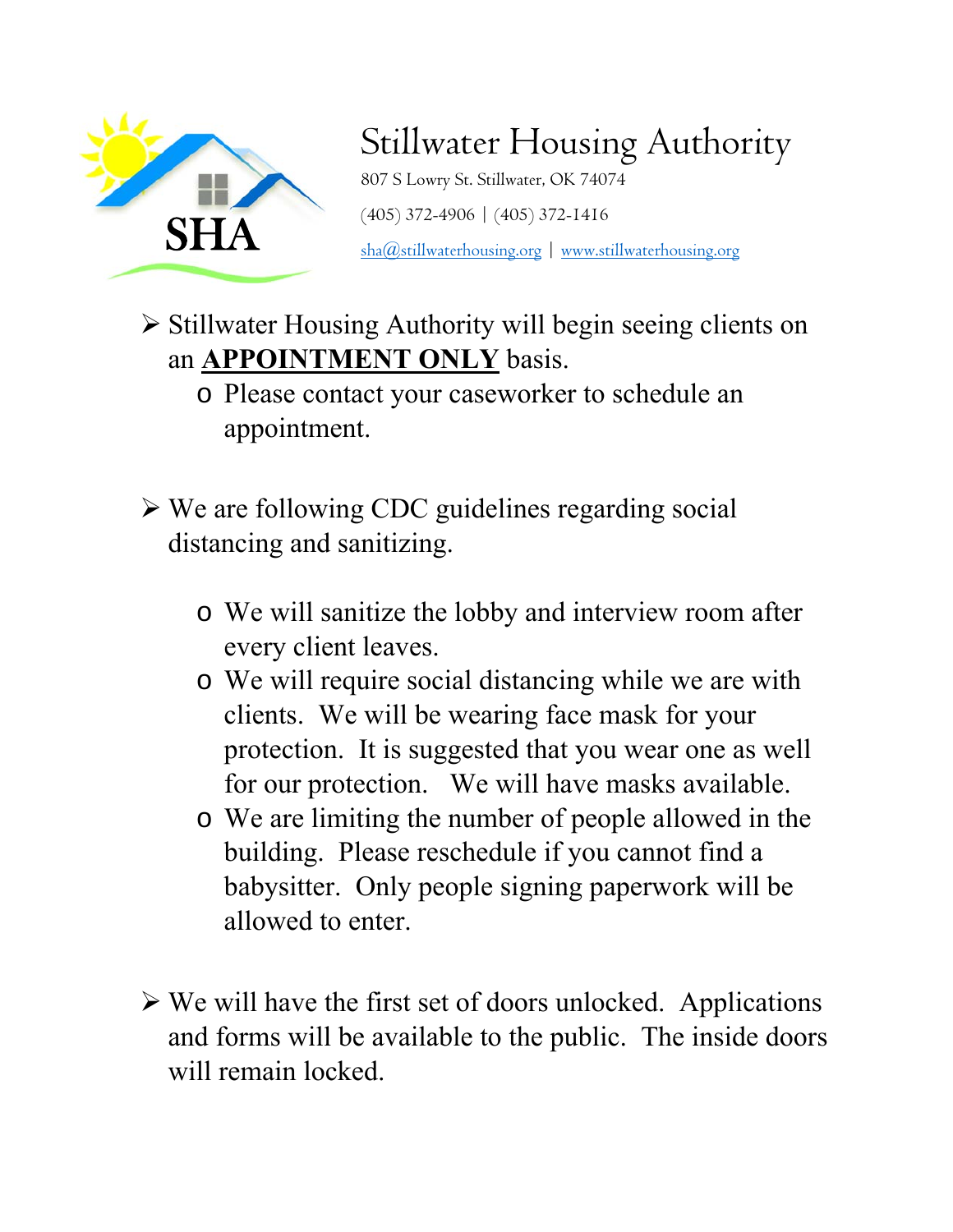SHA

# Stillwater Housing Authority

807 S Lowry St. Stillwater, OK 74074

(405) 372-4906 | (405) 372-1416

sha@stillwaterhousing.org | www.stillwaterhousing.org

- Stillwater Housing Authority will begin seeing clients on an **<u>APPOINTMENT ONLY</u>** basis.
  - Please contact your caseworker to schedule an appointment.

- We are following CDC guidelines regarding social distancing and sanitizing.
  - We will sanitize the lobby and interview room after every client leaves.
  - We will require social distancing while we are with clients. We will be wearing face mask for your protection. It is suggested that you wear one as well for our protection. We will have masks available.
  - We are limiting the number of people allowed in the building. Please reschedule if you cannot find a babysitter. Only people signing paperwork will be allowed to enter.

- We will have the first set of doors unlocked. Applications and forms will be available to the public. The inside doors will remain locked.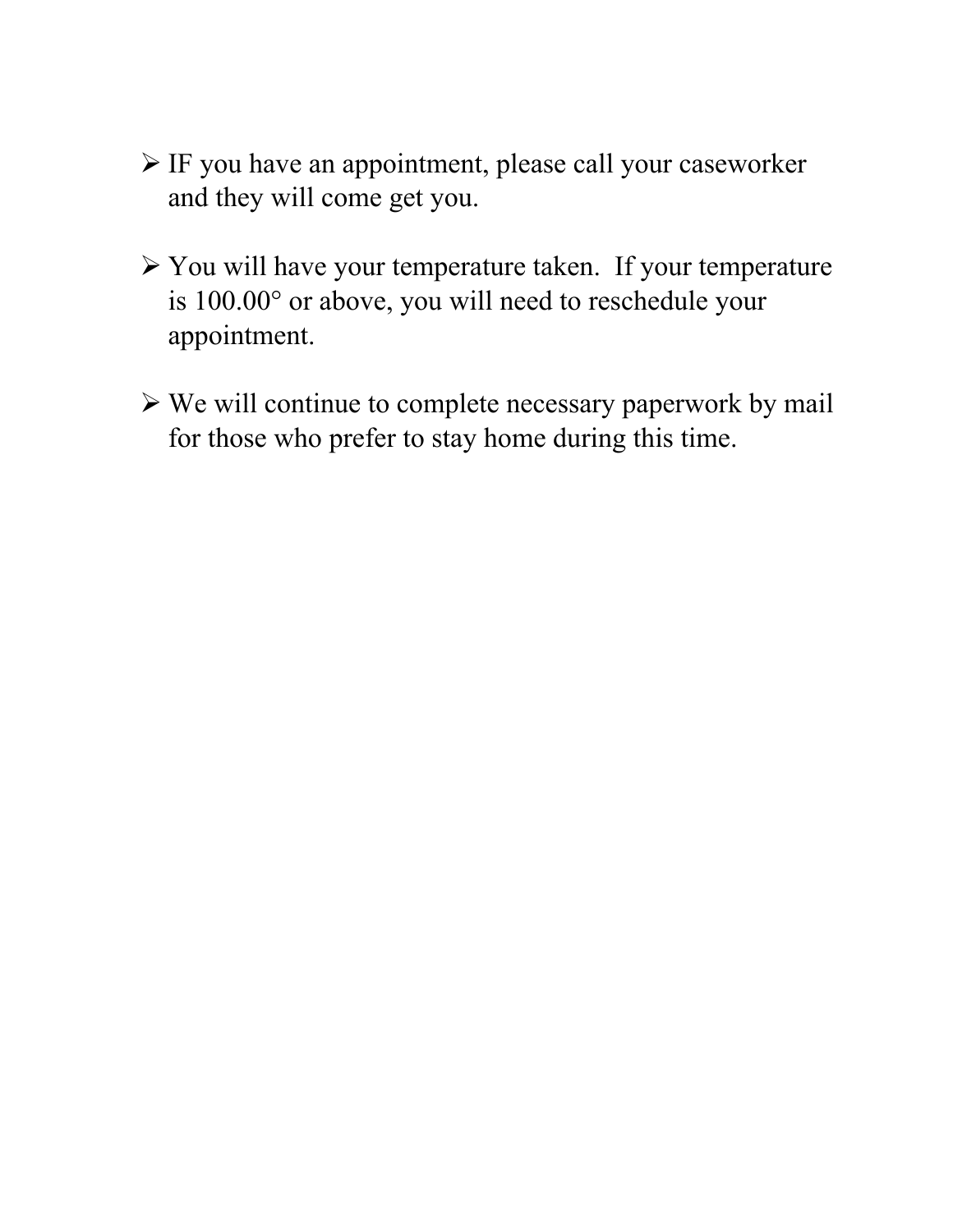- IF you have an appointment, please call your caseworker and they will come get you.

- You will have your temperature taken. If your temperature is 100.00° or above, you will need to reschedule your appointment.

- We will continue to complete necessary paperwork by mail for those who prefer to stay home during this time.